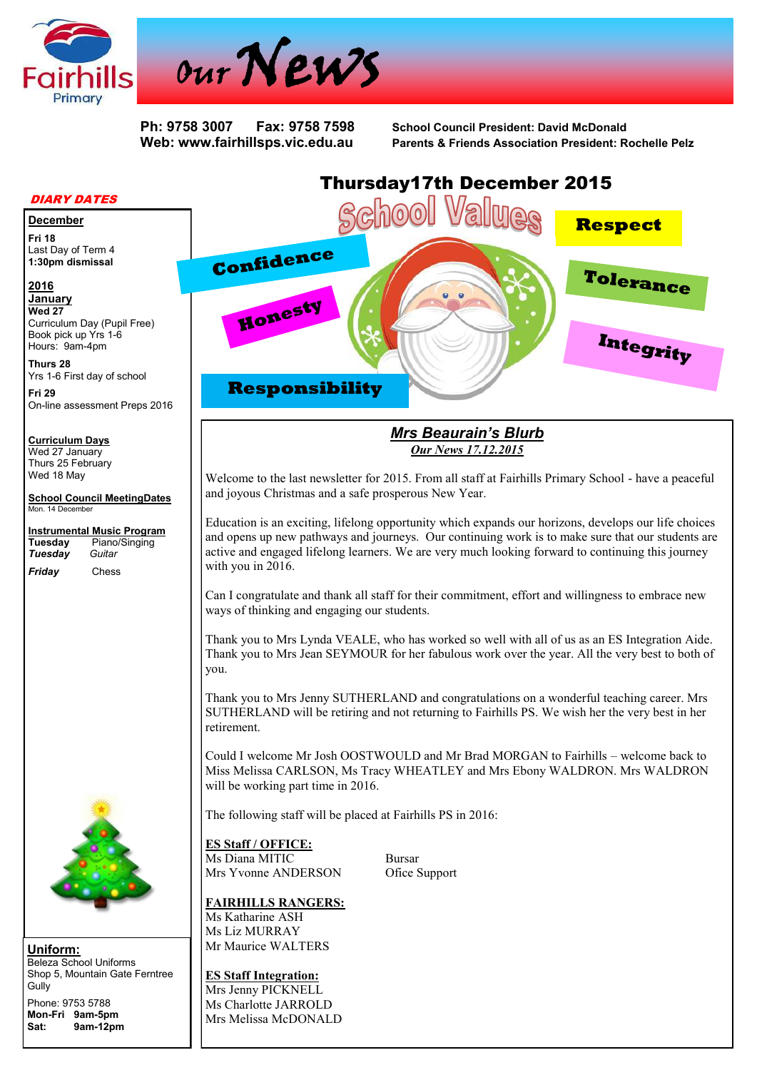# Fairhills Primary — Our News

**Ph: 9758 3007 Fax: 9758 7598**
**Web: www.fairhillsps.vic.edu.au**

**School Council President: David McDonald**
**Parents & Friends Association President: Rochelle Pelz**

## Thursday17th December 2015

**School Values:** Respect, Confidence, Tolerance, Honesty, Integrity, Responsibility

### DIARY DATES

**December**
**Fri 18**
Last Day of Term 4
**1:30pm dismissal**

**2016**
**January**
**Wed 27**
Curriculum Day (Pupil Free)
Book pick up Yrs 1-6
Hours: 9am-4pm

**Thurs 28**
Yrs 1-6 First day of school

**Fri 29**
On-line assessment Preps 2016

**Curriculum Days**
Wed 27 January
Thurs 25 February
Wed 18 May

**School Council MeetingDates**
Mon. 14 December

**Instrumental Music Program**
**Tuesday** Piano/Singing
***Tuesday*** *Guitar*
***Friday*** Chess

**Uniform:**
Beleza School Uniforms
Shop 5, Mountain Gate Ferntree Gully
Phone: 9753 5788
**Mon-Fri 9am-5pm**
**Sat: 9am-12pm**

## *Mrs Beaurain's Blurb*

***Our News 17.12.2015***

Welcome to the last newsletter for 2015. From all staff at Fairhills Primary School - have a peaceful and joyous Christmas and a safe prosperous New Year.

Education is an exciting, lifelong opportunity which expands our horizons, develops our life choices and opens up new pathways and journeys. Our continuing work is to make sure that our students are active and engaged lifelong learners. We are very much looking forward to continuing this journey with you in 2016.

Can I congratulate and thank all staff for their commitment, effort and willingness to embrace new ways of thinking and engaging our students.

Thank you to Mrs Lynda VEALE, who has worked so well with all of us as an ES Integration Aide. Thank you to Mrs Jean SEYMOUR for her fabulous work over the year. All the very best to both of you.

Thank you to Mrs Jenny SUTHERLAND and congratulations on a wonderful teaching career. Mrs SUTHERLAND will be retiring and not returning to Fairhills PS. We wish her the very best in her retirement.

Could I welcome Mr Josh OOSTWOULD and Mr Brad MORGAN to Fairhills – welcome back to Miss Melissa CARLSON, Ms Tracy WHEATLEY and Mrs Ebony WALDRON. Mrs WALDRON will be working part time in 2016.

The following staff will be placed at Fairhills PS in 2016:

**ES Staff / OFFICE:**
Ms Diana MITIC — Bursar
Mrs Yvonne ANDERSON — Ofice Support

**FAIRHILLS RANGERS:**
Ms Katharine ASH
Ms Liz MURRAY
Mr Maurice WALTERS

**ES Staff Integration:**
Mrs Jenny PICKNELL
Ms Charlotte JARROLD
Mrs Melissa McDONALD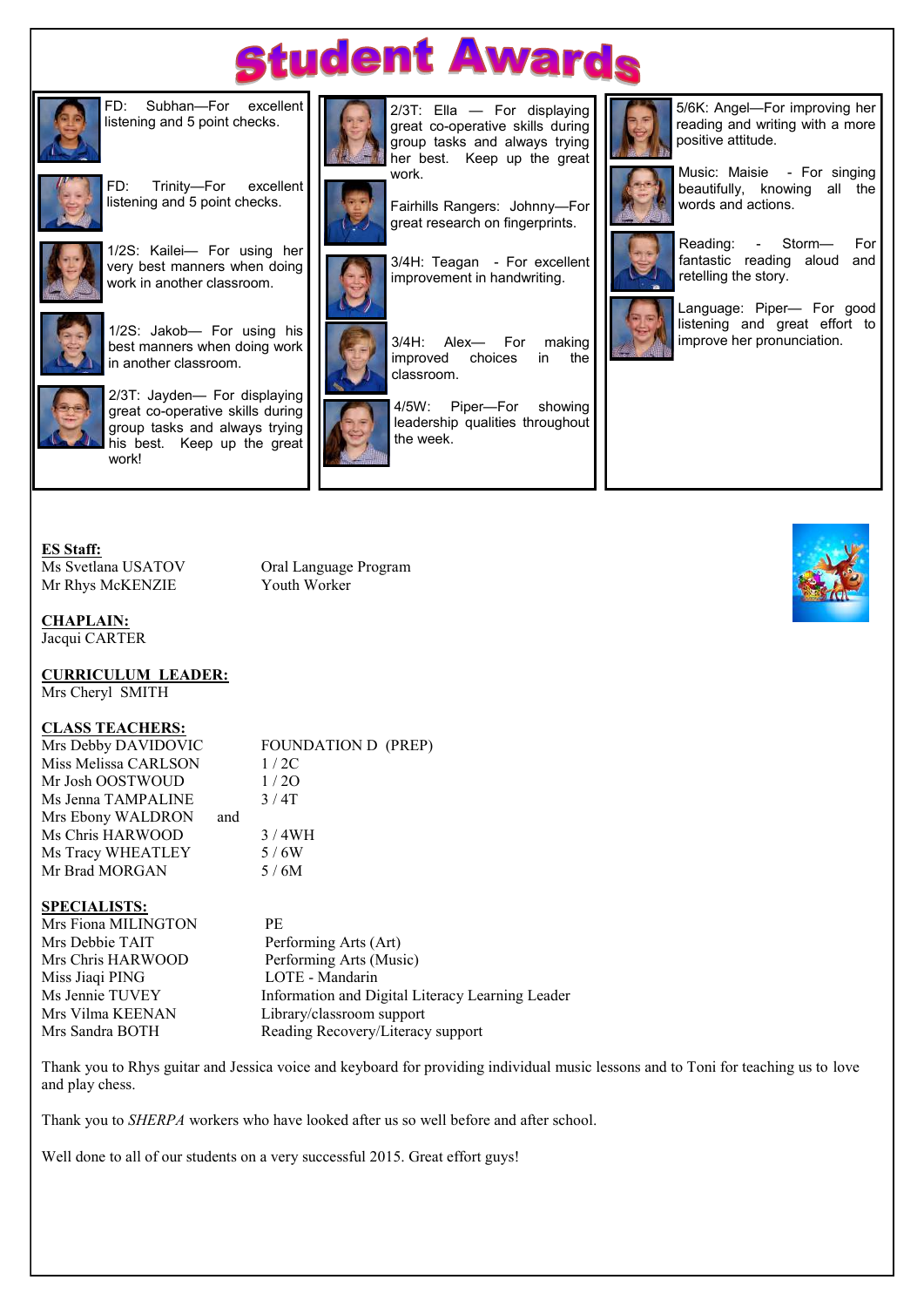# Student Awards

FD: Subhan—For excellent listening and 5 point checks.

FD: Trinity—For excellent listening and 5 point checks.

1/2S: Kailei— For using her very best manners when doing work in another classroom.

1/2S: Jakob— For using his best manners when doing work in another classroom.

2/3T: Jayden— For displaying great co-operative skills during group tasks and always trying his best. Keep up the great work!

2/3T: Ella — For displaying great co-operative skills during group tasks and always trying her best. Keep up the great work.

Fairhills Rangers: Johnny—For great research on fingerprints.

3/4H: Teagan - For excellent improvement in handwriting.

3/4H: Alex— For making improved choices in the classroom.

4/5W: Piper—For showing leadership qualities throughout the week.

5/6K: Angel—For improving her reading and writing with a more positive attitude.

Music: Maisie - For singing beautifully, knowing all the words and actions.

Reading: - Storm— For fantastic reading aloud and retelling the story.

Language: Piper— For good listening and great effort to improve her pronunciation.

**ES Staff:**

| | |
|---|---|
| Ms Svetlana USATOV | Oral Language Program |
| Mr Rhys McKENZIE | Youth Worker |

**CHAPLAIN:**
Jacqui CARTER

**CURRICULUM LEADER:**
Mrs Cheryl SMITH

**CLASS TEACHERS:**

| | |
|---|---|
| Mrs Debby DAVIDOVIC | FOUNDATION D (PREP) |
| Miss Melissa CARLSON | 1 / 2C |
| Mr Josh OOSTWOUD | 1 / 2O |
| Ms Jenna TAMPALINE | 3 / 4T |
| Mrs Ebony WALDRON and | |
| Ms Chris HARWOOD | 3 / 4WH |
| Ms Tracy WHEATLEY | 5 / 6W |
| Mr Brad MORGAN | 5 / 6M |

**SPECIALISTS:**

| | |
|---|---|
| Mrs Fiona MILINGTON | PE |
| Mrs Debbie TAIT | Performing Arts (Art) |
| Mrs Chris HARWOOD | Performing Arts (Music) |
| Miss Jiaqi PING | LOTE - Mandarin |
| Ms Jennie TUVEY | Information and Digital Literacy Learning Leader |
| Mrs Vilma KEENAN | Library/classroom support |
| Mrs Sandra BOTH | Reading Recovery/Literacy support |

Thank you to Rhys guitar and Jessica voice and keyboard for providing individual music lessons and to Toni for teaching us to love and play chess.

Thank you to *SHERPA* workers who have looked after us so well before and after school.

Well done to all of our students on a very successful 2015. Great effort guys!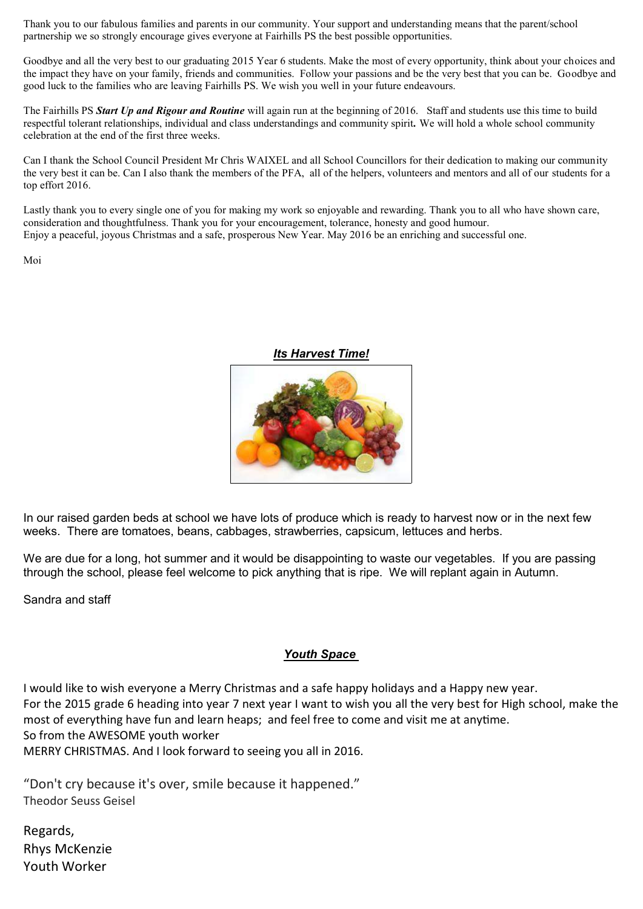Thank you to our fabulous families and parents in our community. Your support and understanding means that the parent/school partnership we so strongly encourage gives everyone at Fairhills PS the best possible opportunities.

Goodbye and all the very best to our graduating 2015 Year 6 students. Make the most of every opportunity, think about your choices and the impact they have on your family, friends and communities. Follow your passions and be the very best that you can be. Goodbye and good luck to the families who are leaving Fairhills PS. We wish you well in your future endeavours.

The Fairhills PS ***Start Up and Rigour and Routine*** will again run at the beginning of 2016. Staff and students use this time to build respectful tolerant relationships, individual and class understandings and community spirit**.** We will hold a whole school community celebration at the end of the first three weeks.

Can I thank the School Council President Mr Chris WAIXEL and all School Councillors for their dedication to making our community the very best it can be. Can I also thank the members of the PFA, all of the helpers, volunteers and mentors and all of our students for a top effort 2016.

Lastly thank you to every single one of you for making my work so enjoyable and rewarding. Thank you to all who have shown care, consideration and thoughtfulness. Thank you for your encouragement, tolerance, honesty and good humour.
Enjoy a peaceful, joyous Christmas and a safe, prosperous New Year. May 2016 be an enriching and successful one.

Moi

## ***Its Harvest Time!***

In our raised garden beds at school we have lots of produce which is ready to harvest now or in the next few weeks. There are tomatoes, beans, cabbages, strawberries, capsicum, lettuces and herbs.

We are due for a long, hot summer and it would be disappointing to waste our vegetables. If you are passing through the school, please feel welcome to pick anything that is ripe. We will replant again in Autumn.

Sandra and staff

## ***Youth Space***

I would like to wish everyone a Merry Christmas and a safe happy holidays and a Happy new year.
For the 2015 grade 6 heading into year 7 next year I want to wish you all the very best for High school, make the most of everything have fun and learn heaps; and feel free to come and visit me at anytime.
So from the AWESOME youth worker
MERRY CHRISTMAS. And I look forward to seeing you all in 2016.

"Don't cry because it's over, smile because it happened."
Theodor Seuss Geisel

Regards,
Rhys McKenzie
Youth Worker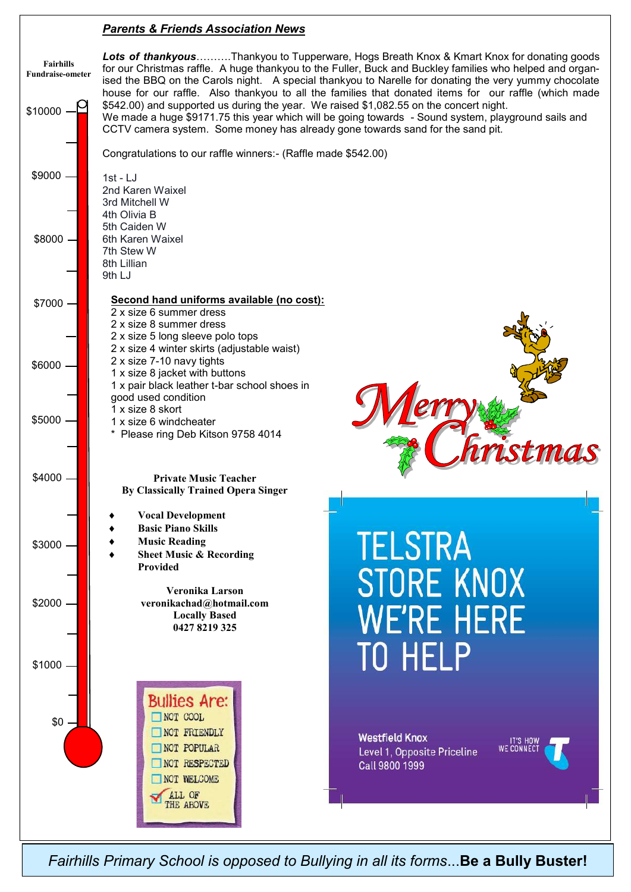## ***Parents & Friends Association News***

Fairhills Fundraise-ometer

$10000

$9000

$8000

$7000

$6000

$5000

$4000

$3000

$2000

$1000

$0

***Lots of thankyous***……….Thankyou to Tupperware, Hogs Breath Knox & Kmart Knox for donating goods for our Christmas raffle. A huge thankyou to the Fuller, Buck and Buckley families who helped and organised the BBQ on the Carols night. A special thankyou to Narelle for donating the very yummy chocolate house for our raffle. Also thankyou to all the families that donated items for our raffle (which made $542.00) and supported us during the year. We raised $1,082.55 on the concert night.
We made a huge $9171.75 this year which will be going towards - Sound system, playground sails and CCTV camera system. Some money has already gone towards sand for the sand pit.

Congratulations to our raffle winners:- (Raffle made $542.00)

1st - LJ
2nd Karen Waixel
3rd Mitchell W
4th Olivia B
5th Caiden W
6th Karen Waixel
7th Stew W
8th Lillian
9th LJ

**Second hand uniforms available (no cost):**

2 x size 6 summer dress
2 x size 8 summer dress
2 x size 5 long sleeve polo tops
2 x size 4 winter skirts (adjustable waist)
2 x size 7-10 navy tights
1 x size 8 jacket with buttons
1 x pair black leather t-bar school shoes in good used condition
1 x size 8 skort
1 x size 6 windcheater
\* Please ring Deb Kitson 9758 4014

Merry Christmas

**Private Music Teacher**
**By Classically Trained Opera Singer**

- **Vocal Development**
- **Basic Piano Skills**
- **Music Reading**
- **Sheet Music & Recording Provided**

**Veronika Larson**
**veronikachad@hotmail.com**
**Locally Based**
**0427 8219 325**

TELSTRA STORE KNOX WE'RE HERE TO HELP

Westfield Knox
Level 1, Opposite Priceline
Call 9800 1999

IT'S HOW WE CONNECT

Bullies Are:
- NOT COOL
- NOT FRIENDLY
- NOT POPULAR
- NOT RESPECTED
- NOT WELCOME
- ✓ ALL OF THE ABOVE

*Fairhills Primary School is opposed to Bullying in all its forms...* **Be a Bully Buster!**